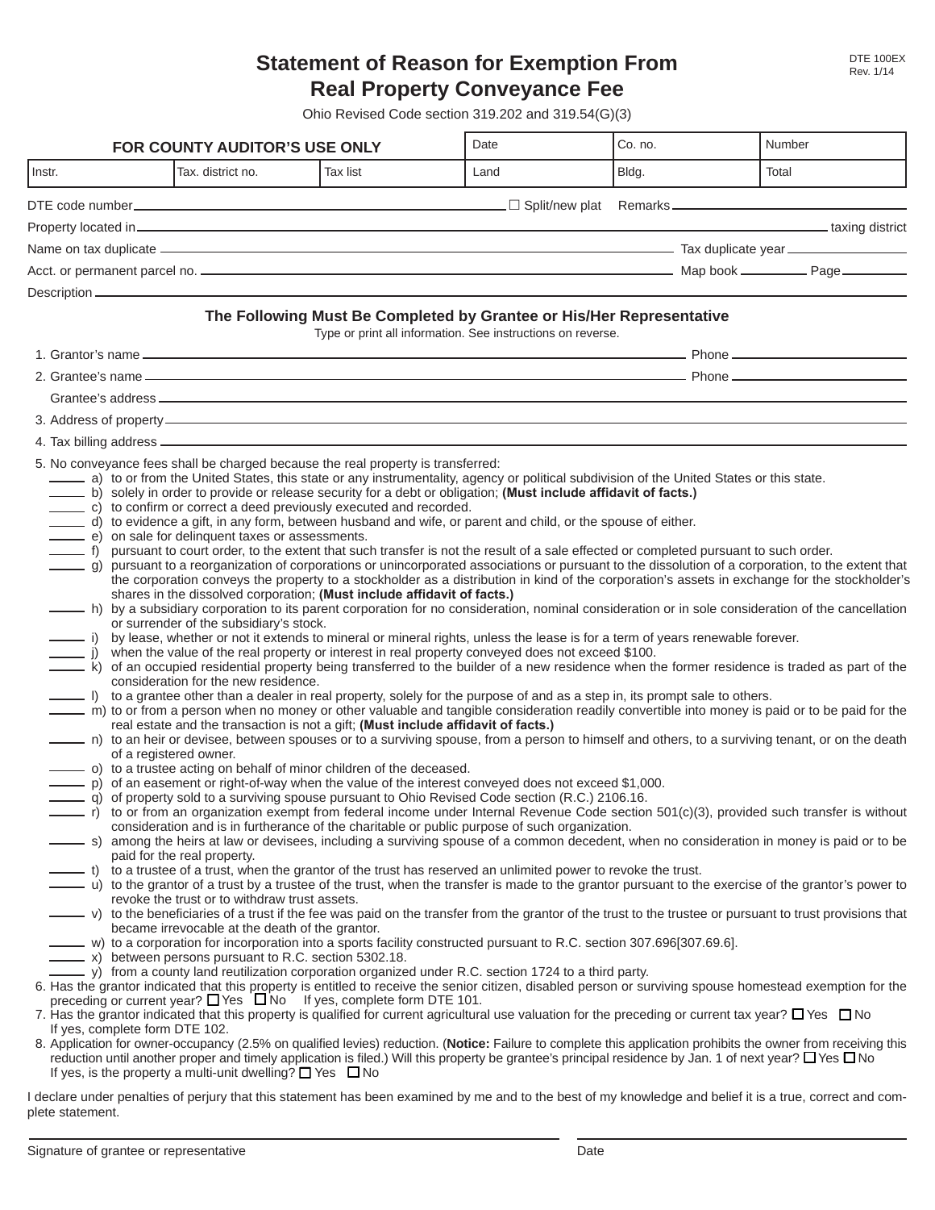DTE 100EX
Rev. 1/14

# Statement of Reason for Exemption From Real Property Conveyance Fee

Ohio Revised Code section 319.202 and 319.54(G)(3)

| FOR COUNTY AUDITOR'S USE ONLY | | | Date | Co. no. | Number |
|---|---|---|---|---|---|
| Instr. | Tax. district no. | Tax list | Land | Bldg. | Total |

DTE code number ______________________ ☐ Split/new plat Remarks ______________________

Property located in ______________________ taxing district

Name on tax duplicate ______________________ Tax duplicate year ______________________

Acct. or permanent parcel no. ______________________ Map book __________ Page __________

Description ______________________

## The Following Must Be Completed by Grantee or His/Her Representative

Type or print all information. See instructions on reverse.

1. Grantor's name ______________________ Phone ______________________
2. Grantee's name ______________________ Phone ______________________
   Grantee's address ______________________
3. Address of property ______________________
4. Tax billing address ______________________
5. No conveyance fees shall be charged because the real property is transferred:
   - ____ a) to or from the United States, this state or any instrumentality, agency or political subdivision of the United States or this state.
   - ____ b) solely in order to provide or release security for a debt or obligation; **(Must include affidavit of facts.)**
   - ____ c) to confirm or correct a deed previously executed and recorded.
   - ____ d) to evidence a gift, in any form, between husband and wife, or parent and child, or the spouse of either.
   - ____ e) on sale for delinquent taxes or assessments.
   - ____ f) pursuant to court order, to the extent that such transfer is not the result of a sale effected or completed pursuant to such order.
   - ____ g) pursuant to a reorganization of corporations or unincorporated associations or pursuant to the dissolution of a corporation, to the extent that the corporation conveys the property to a stockholder as a distribution in kind of the corporation's assets in exchange for the stockholder's shares in the dissolved corporation; **(Must include affidavit of facts.)**
   - ____ h) by a subsidiary corporation to its parent corporation for no consideration, nominal consideration or in sole consideration of the cancellation or surrender of the subsidiary's stock.
   - ____ i) by lease, whether or not it extends to mineral or mineral rights, unless the lease is for a term of years renewable forever.
   - ____ j) when the value of the real property or interest in real property conveyed does not exceed $100.
   - ____ k) of an occupied residential property being transferred to the builder of a new residence when the former residence is traded as part of the consideration for the new residence.
   - ____ l) to a grantee other than a dealer in real property, solely for the purpose of and as a step in, its prompt sale to others.
   - ____ m) to or from a person when no money or other valuable and tangible consideration readily convertible into money is paid or to be paid for the real estate and the transaction is not a gift; **(Must include affidavit of facts.)**
   - ____ n) to an heir or devisee, between spouses or to a surviving spouse, from a person to himself and others, to a surviving tenant, or on the death of a registered owner.
   - ____ o) to a trustee acting on behalf of minor children of the deceased.
   - ____ p) of an easement or right-of-way when the value of the interest conveyed does not exceed $1,000.
   - ____ q) of property sold to a surviving spouse pursuant to Ohio Revised Code section (R.C.) 2106.16.
   - ____ r) to or from an organization exempt from federal income under Internal Revenue Code section 501(c)(3), provided such transfer is without consideration and is in furtherance of the charitable or public purpose of such organization.
   - ____ s) among the heirs at law or devisees, including a surviving spouse of a common decedent, when no consideration in money is paid or to be paid for the real property.
   - ____ t) to a trustee of a trust, when the grantor of the trust has reserved an unlimited power to revoke the trust.
   - ____ u) to the grantor of a trust by a trustee of the trust, when the transfer is made to the grantor pursuant to the exercise of the grantor's power to revoke the trust or to withdraw trust assets.
   - ____ v) to the beneficiaries of a trust if the fee was paid on the transfer from the grantor of the trust to the trustee or pursuant to trust provisions that became irrevocable at the death of the grantor.
   - ____ w) to a corporation for incorporation into a sports facility constructed pursuant to R.C. section 307.696[307.69.6].
   - ____ x) between persons pursuant to R.C. section 5302.18.
   - ____ y) from a county land reutilization corporation organized under R.C. section 1724 to a third party.
6. Has the grantor indicated that this property is entitled to receive the senior citizen, disabled person or surviving spouse homestead exemption for the preceding or current year? ☐ Yes ☐ No If yes, complete form DTE 101.
7. Has the grantor indicated that this property is qualified for current agricultural use valuation for the preceding or current tax year? ☐ Yes ☐ No If yes, complete form DTE 102.
8. Application for owner-occupancy (2.5% on qualified levies) reduction. (**Notice:** Failure to complete this application prohibits the owner from receiving this reduction until another proper and timely application is filed.) Will this property be grantee's principal residence by Jan. 1 of next year? ☐ Yes ☐ No If yes, is the property a multi-unit dwelling? ☐ Yes ☐ No

I declare under penalties of perjury that this statement has been examined by me and to the best of my knowledge and belief it is a true, correct and complete statement.

______________________ Signature of grantee or representative

______________________ Date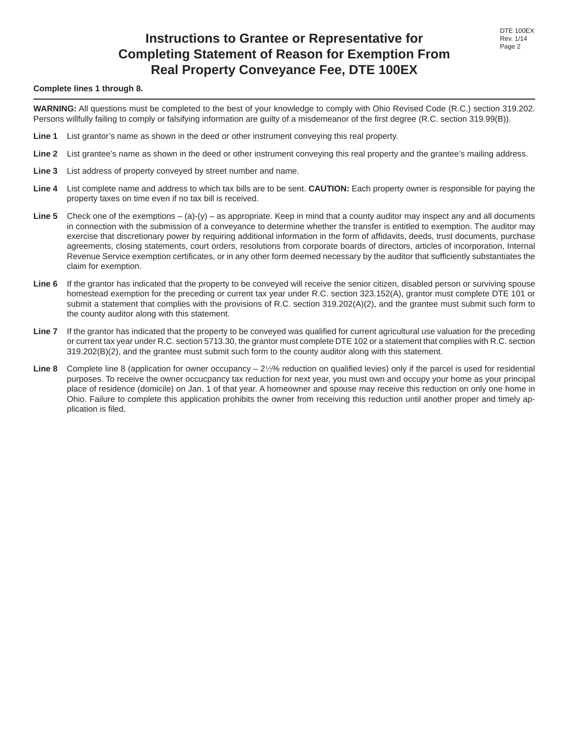# Instructions to Grantee or Representative for Completing Statement of Reason for Exemption From Real Property Conveyance Fee, DTE 100EX

**Complete lines 1 through 8.**

---

**WARNING:** All questions must be completed to the best of your knowledge to comply with Ohio Revised Code (R.C.) section 319.202. Persons willfully failing to comply or falsifying information are guilty of a misdemeanor of the first degree (R.C. section 319.99(B)).

**Line 1** List grantor's name as shown in the deed or other instrument conveying this real property.

**Line 2** List grantee's name as shown in the deed or other instrument conveying this real property and the grantee's mailing address.

**Line 3** List address of property conveyed by street number and name.

**Line 4** List complete name and address to which tax bills are to be sent. **CAUTION:** Each property owner is responsible for paying the property taxes on time even if no tax bill is received.

**Line 5** Check one of the exemptions – (a)-(y) – as appropriate. Keep in mind that a county auditor may inspect any and all documents in connection with the submission of a conveyance to determine whether the transfer is entitled to exemption. The auditor may exercise that discretionary power by requiring additional information in the form of affidavits, deeds, trust documents, purchase agreements, closing statements, court orders, resolutions from corporate boards of directors, articles of incorporation, Internal Revenue Service exemption certificates, or in any other form deemed necessary by the auditor that sufficiently substantiates the claim for exemption.

**Line 6** If the grantor has indicated that the property to be conveyed will receive the senior citizen, disabled person or surviving spouse homestead exemption for the preceding or current tax year under R.C. section 323.152(A), grantor must complete DTE 101 or submit a statement that complies with the provisions of R.C. section 319.202(A)(2), and the grantee must submit such form to the county auditor along with this statement.

**Line 7** If the grantor has indicated that the property to be conveyed was qualified for current agricultural use valuation for the preceding or current tax year under R.C. section 5713.30, the grantor must complete DTE 102 or a statement that complies with R.C. section 319.202(B)(2), and the grantee must submit such form to the county auditor along with this statement.

**Line 8** Complete line 8 (application for owner occupancy – 2½% reduction on qualified levies) only if the parcel is used for residential purposes. To receive the owner occucpancy tax reduction for next year, you must own and occupy your home as your principal place of residence (domicile) on Jan. 1 of that year. A homeowner and spouse may receive this reduction on only one home in Ohio. Failure to complete this application prohibits the owner from receiving this reduction until another proper and timely application is filed.